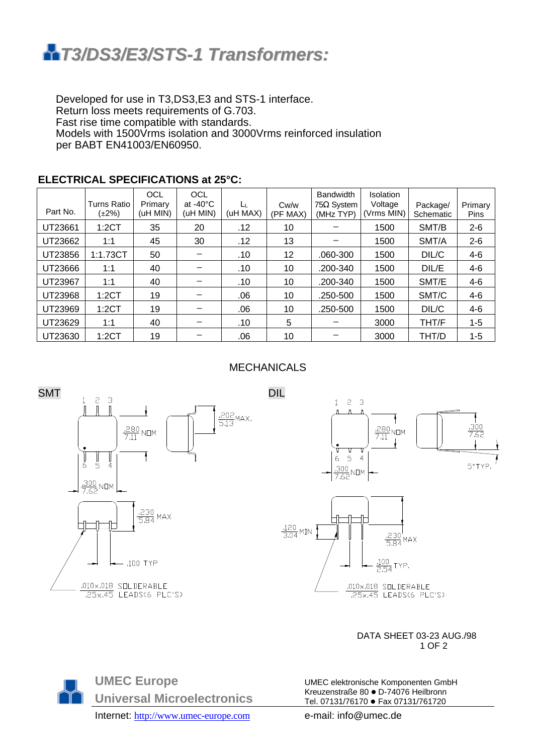# T3/DS3/E3/STS-1 Transformers:

Developed for use in T3,DS3,E3 and STS-1 interface.
Return loss meets requirements of G.703.
Fast rise time compatible with standards.
Models with 1500Vrms isolation and 3000Vrms reinforced insulation per BABT EN41003/EN60950.

## ELECTRICAL SPECIFICATIONS at 25°C:

| Part No. | Turns Ratio (±2%) | OCL Primary (uH MIN) | OCL at -40°C (uH MIN) | $L_L$ (uH MAX) | Cw/w (PF MAX) | Bandwidth 75Ω System (MHz TYP) | Isolation Voltage (Vrms MIN) | Package/ Schematic | Primary Pins |
|---|---|---|---|---|---|---|---|---|---|
| UT23661 | 1:2CT | 35 | 20 | .12 | 10 | – | 1500 | SMT/B | 2-6 |
| UT23662 | 1:1 | 45 | 30 | .12 | 13 | – | 1500 | SMT/A | 2-6 |
| UT23856 | 1:1.73CT | 50 | – | .10 | 12 | .060-300 | 1500 | DIL/C | 4-6 |
| UT23666 | 1:1 | 40 | – | .10 | 10 | .200-340 | 1500 | DIL/E | 4-6 |
| UT23967 | 1:1 | 40 | – | .10 | 10 | .200-340 | 1500 | SMT/E | 4-6 |
| UT23968 | 1:2CT | 19 | – | .06 | 10 | .250-500 | 1500 | SMT/C | 4-6 |
| UT23969 | 1:2CT | 19 | – | .06 | 10 | .250-500 | 1500 | DIL/C | 4-6 |
| UT23629 | 1:1 | 40 | – | .10 | 5 | – | 3000 | THT/F | 1-5 |
| UT23630 | 1:2CT | 19 | – | .06 | 10 | – | 3000 | THT/D | 1-5 |

## MECHANICALS

**SMT**

- .280/7.11 NOM
- .202/5.13 MAX.
- .300/7.62 NOM
- .230/5.84 MAX
- .100 TYP
- .010×.018 SOLDERABLE / .25×.45 LEADS(6 PLC'S)

**DIL**

- .280/7.11 NOM
- .300/7.62 NOM
- .300/7.62
- 5° TYP.
- .120/3.04 MIN
- .230/5.84 MAX
- .100/2.54 TYP.
- .010×.018 SOLDERABLE / .25×.45 LEADS(6 PLC'S)

DATA SHEET 03-23 AUG./98

**UMEC Europe**
**Universal Microelectronics**

Internet: http://www.umec-europe.com

UMEC elektronische Komponenten GmbH
Kreuzenstraße 80 ● D-74076 Heilbronn
Tel. 07131/76170 ● Fax 07131/761720

e-mail: info@umec.de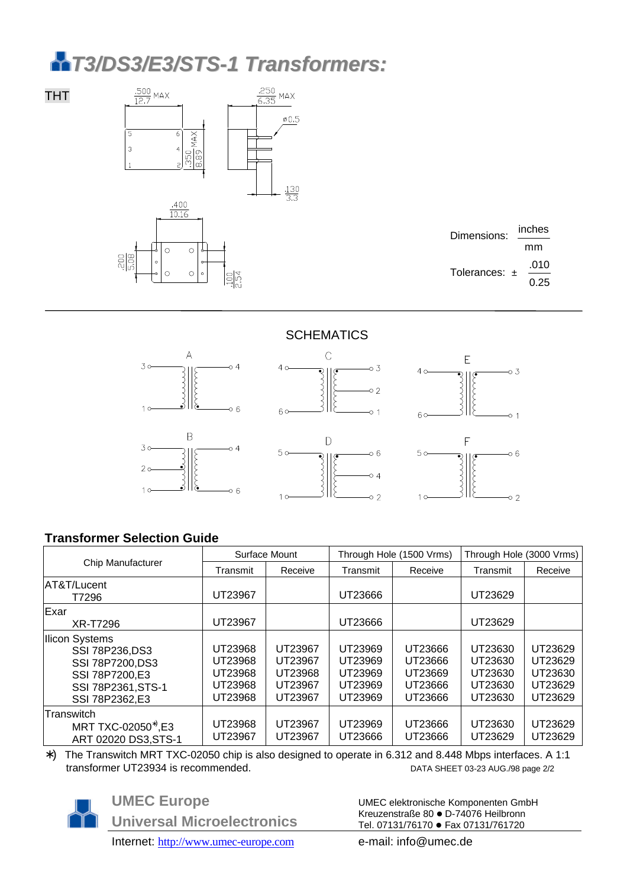# T3/DS3/E3/STS-1 Transformers:

THT

.500 / 12.7 MAX

.250 / 6.35 MAX

ø0.5

.350 / 8.89 MAX

.130 / 3.3

.400 / 10.16

.200 / 5.08

.100 / 2.54

Dimensions: inches / mm

Tolerances: ± .010 / 0.25

SCHEMATICS

A B C D E F

## Transformer Selection Guide

| Chip Manufacturer | Surface Mount | | Through Hole (1500 Vrms) | | Through Hole (3000 Vrms) | |
|---|---|---|---|---|---|---|
| | Transmit | Receive | Transmit | Receive | Transmit | Receive |
| AT&T/Lucent<br>T7296 | UT23967 | | UT23666 | | UT23629 | |
| Exar<br>XR-T7296 | UT23967 | | UT23666 | | UT23629 | |
| Ilicon Systems<br>SSI 78P236,DS3<br>SSI 78P7200,DS3<br>SSI 78P7200,E3<br>SSI 78P2361,STS-1<br>SSI 78P2362,E3 | UT23968<br>UT23968<br>UT23968<br>UT23968<br>UT23968 | UT23967<br>UT23967<br>UT23968<br>UT23967<br>UT23967 | UT23969<br>UT23969<br>UT23969<br>UT23969<br>UT23969 | UT23666<br>UT23666<br>UT23669<br>UT23666<br>UT23666 | UT23630<br>UT23630<br>UT23630<br>UT23630<br>UT23630 | UT23629<br>UT23629<br>UT23630<br>UT23629<br>UT23629 |
| Transwitch<br>MRT TXC-02050*,E3<br>ART 02020 DS3,STS-1 | UT23968<br>UT23967 | UT23967<br>UT23967 | UT23969<br>UT23666 | UT23666<br>UT23666 | UT23630<br>UT23629 | UT23629<br>UT23629 |

*) The Transwitch MRT TXC-02050 chip is also designed to operate in 6.312 and 8.448 Mbps interfaces. A 1:1 transformer UT23934 is recommended.

DATA SHEET 03-23 AUG./98

**UMEC Europe**
**Universal Microelectronics**

Internet: http://www.umec-europe.com

UMEC elektronische Komponenten GmbH
Kreuzenstraße 80 ● D-74076 Heilbronn
Tel. 07131/76170 ● Fax 07131/761720

e-mail: info@umec.de